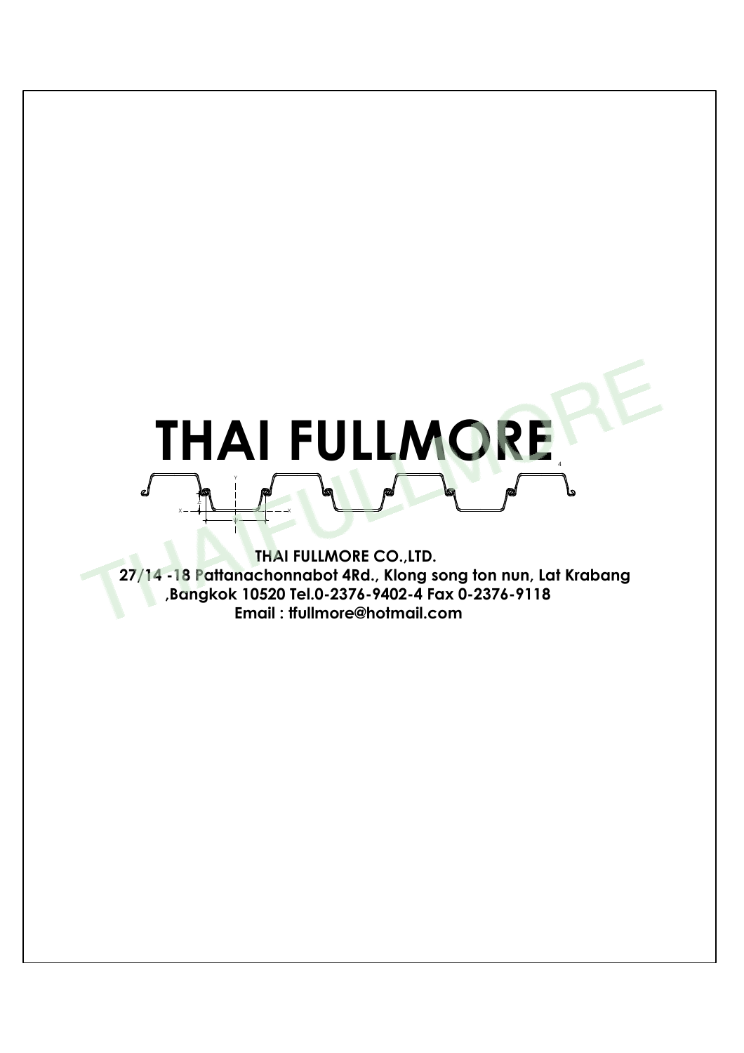# THAI FULLMORE

**THAI FULLMORE CO.,LTD.**

**27/14 -18 Pattanachonnabot 4Rd., Klong song ton nun, Lat Krabang ,Bangkok 10520 Tel.0-2376-9402-4 Fax 0-2376-9118**

**Email : tfullmore@hotmail.com**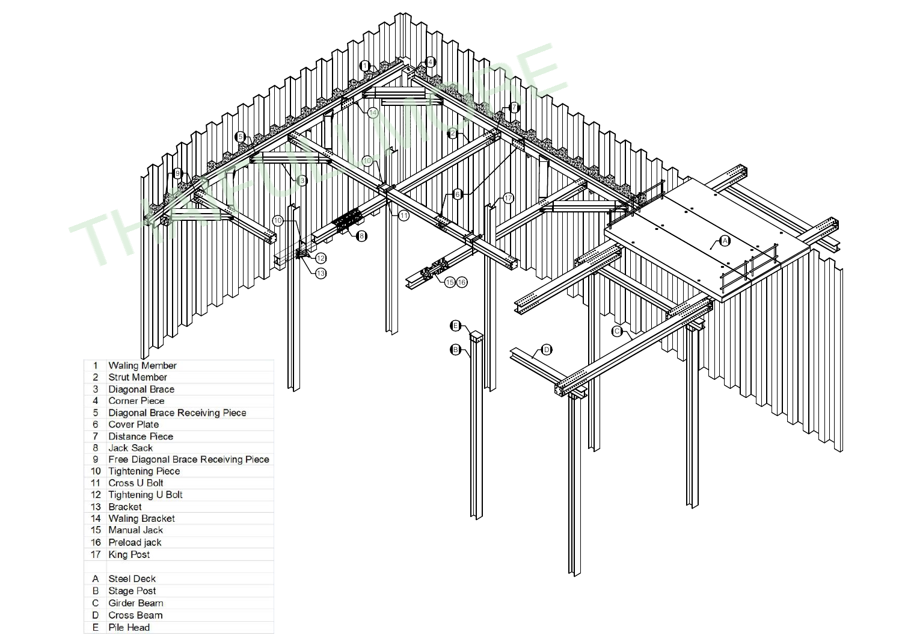| | |
|---|---|
| 1 | Waling Member |
| 2 | Strut Member |
| 3 | Diagonal Brace |
| 4 | Corner Piece |
| 5 | Diagonal Brace Receiving Piece |
| 6 | Cover Plate |
| 7 | Distance Piece |
| 8 | Jack Sack |
| 9 | Free Diagonal Brace Receiving Piece |
| 10 | Tightening Piece |
| 11 | Cross U Bolt |
| 12 | Tightening U Bolt |
| 13 | Bracket |
| 14 | Waling Bracket |
| 15 | Manual Jack |
| 16 | Preload jack |
| 17 | King Post |
| | |
| A | Steel Deck |
| B | Stage Post |
| C | Girder Beam |
| D | Cross Beam |
| E | Pile Head |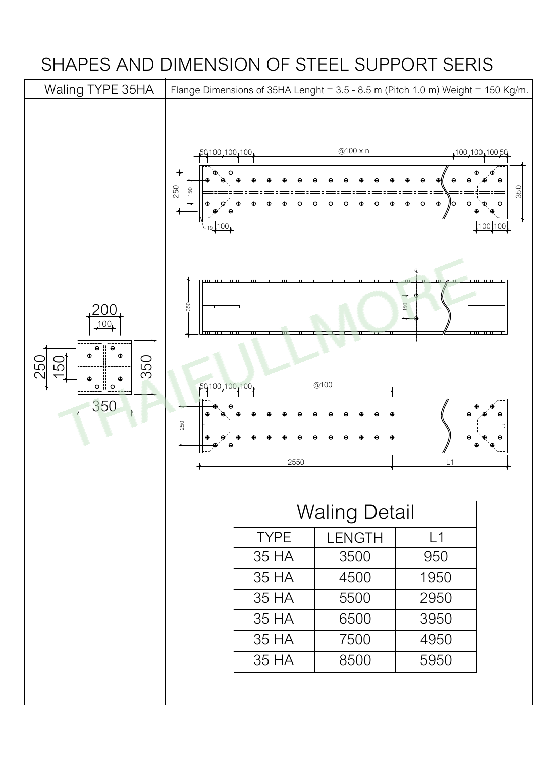# SHAPES AND DIMENSION OF STEEL SUPPORT SERIS

| Waling TYPE 35HA | Flange Dimensions of 35HA Lenght = 3.5 - 8.5 m (Pitch 1.0 m) Weight = 150 Kg/m. |
|---|---|

| Waling Detail | | |
|---|---|---|
| TYPE | LENGTH | L1 |
| 35 HA | 3500 | 950 |
| 35 HA | 4500 | 1950 |
| 35 HA | 5500 | 2950 |
| 35 HA | 6500 | 3950 |
| 35 HA | 7500 | 4950 |
| 35 HA | 8500 | 5950 |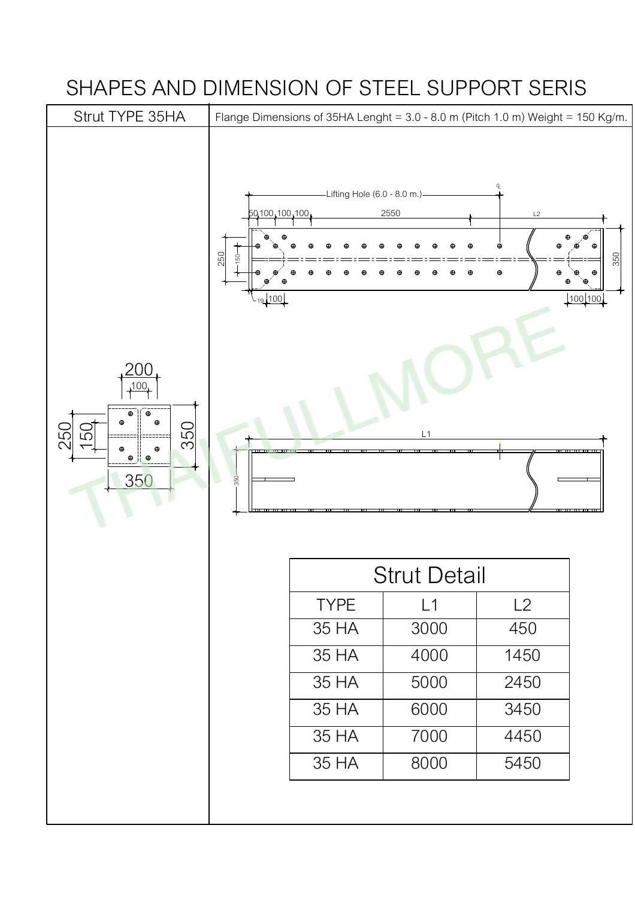# SHAPES AND DIMENSION OF STEEL SUPPORT SERIS

| Strut TYPE 35HA | Flange Dimensions of 35HA Lenght = 3.0 - 8.0 m (Pitch 1.0 m) Weight = 150 Kg/m. |
|---|---|

200
100
250
150
350
350

Lifting Hole (6.0 - 8.0 m.)
50 100 100 100 2550 L2
250 150 350
19 100 100 100

L1
350

| Strut Detail | | |
|---|---|---|
| TYPE | L1 | L2 |
| 35 HA | 3000 | 450 |
| 35 HA | 4000 | 1450 |
| 35 HA | 5000 | 2450 |
| 35 HA | 6000 | 3450 |
| 35 HA | 7000 | 4450 |
| 35 HA | 8000 | 5450 |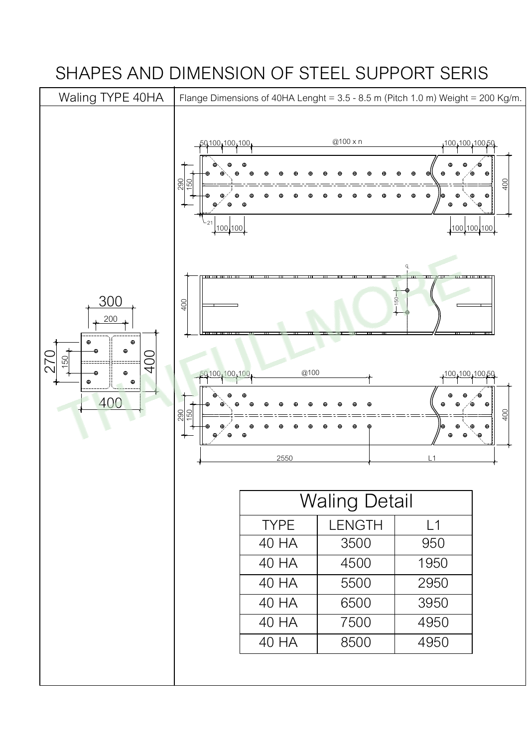# SHAPES AND DIMENSION OF STEEL SUPPORT SERIS

| Waling TYPE 40HA | Flange Dimensions of 40HA Lenght = 3.5 - 8.5 m (Pitch 1.0 m) Weight = 200 Kg/m. |
|---|---|

**Waling Detail**

| TYPE | LENGTH | L1 |
|---|---|---|
| 40 HA | 3500 | 950 |
| 40 HA | 4500 | 1950 |
| 40 HA | 5500 | 2950 |
| 40 HA | 6500 | 3950 |
| 40 HA | 7500 | 4950 |
| 40 HA | 8500 | 4950 |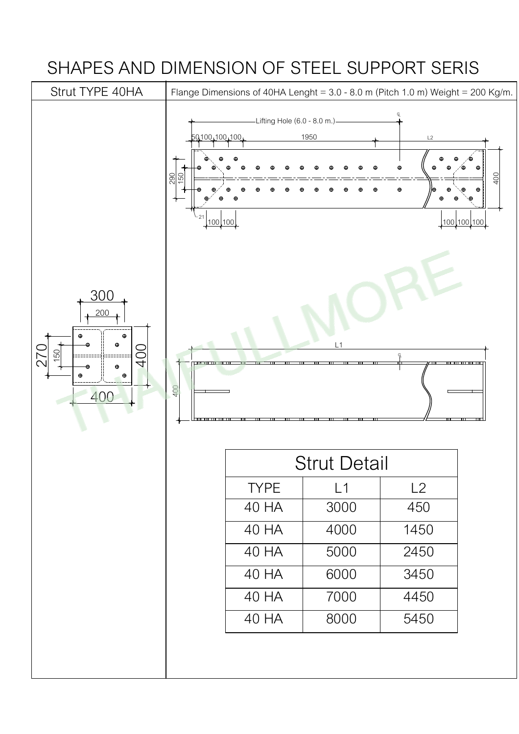# SHAPES AND DIMENSION OF STEEL SUPPORT SERIS

| Strut TYPE 40HA | Flange Dimensions of 40HA Lenght = 3.0 - 8.0 m (Pitch 1.0 m) Weight = 200 Kg/m. |
|---|---|

Lifting Hole (6.0 - 8.0 m.)

50 100 100 100 1950 L2

290 150 400

21 100 100 100 100 100

300 200

270 150 400

400

L1

400

| Strut Detail | | |
|---|---|---|
| TYPE | L1 | L2 |
| 40 HA | 3000 | 450 |
| 40 HA | 4000 | 1450 |
| 40 HA | 5000 | 2450 |
| 40 HA | 6000 | 3450 |
| 40 HA | 7000 | 4450 |
| 40 HA | 8000 | 5450 |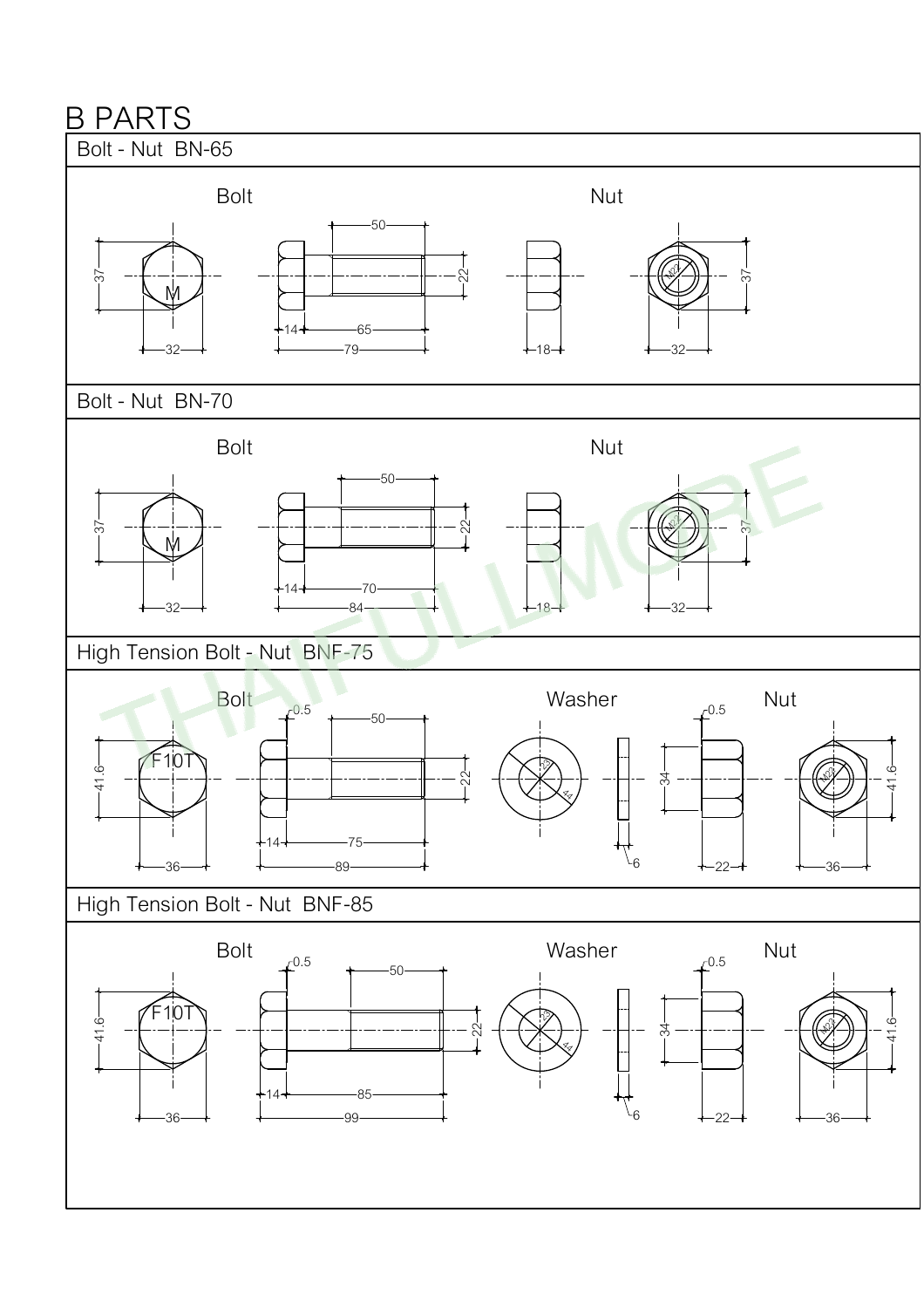# B PARTS

## Bolt - Nut BN-65

Bolt

37, M, 32

50, 22, 14, 65, 79

Nut

18

M22, 37, 32

## Bolt - Nut BN-70

Bolt

37, M, 32

50, 22, 14, 70, 84

Nut

18

37, 32

## High Tension Bolt - Nut BNF-75

Bolt

41.6, F10T, 36

r0.5, 50, 22, 14, 75, 89

Washer

23, 44

6

Nut

r0.5, 34, 22

M22, 41.6, 36

## High Tension Bolt - Nut BNF-85

Bolt

41.6, F10T, 36

r0.5, 50, 22, 14, 85, 99

Washer

23, 44

6

Nut

r0.5, 34, 22

M22, 41.6, 36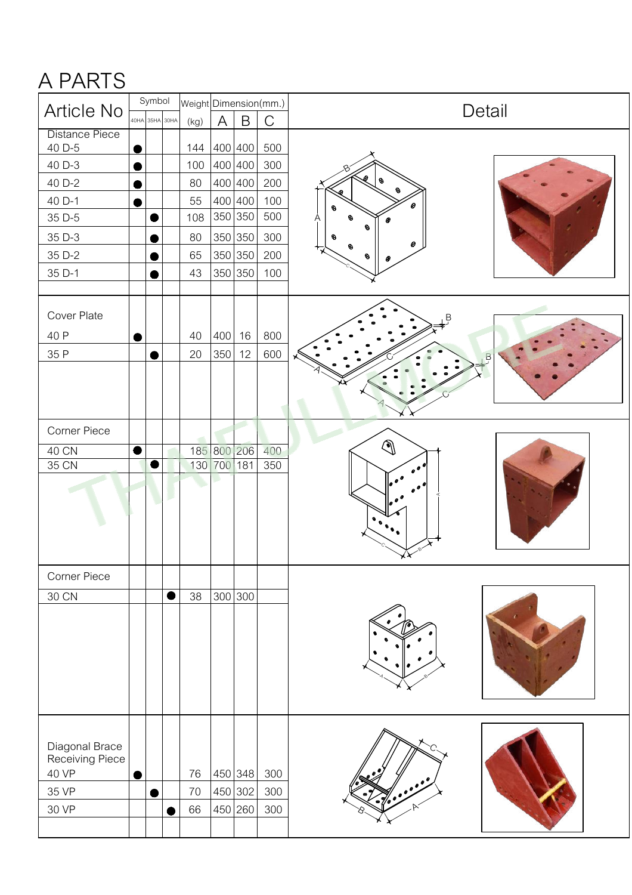# A PARTS

| Article No | Symbol | | | Weight | Dimension(mm.) | | | Detail |
|---|---|---|---|---|---|---|---|---|
| | 40HA | 35HA | 30HA | (kg) | A | B | C | |
| Distance Piece | | | | | | | | |
| 40 D-5 | ● | | | 144 | 400 | 400 | 500 | |
| 40 D-3 | ● | | | 100 | 400 | 400 | 300 | |
| 40 D-2 | ● | | | 80 | 400 | 400 | 200 | |
| 40 D-1 | ● | | | 55 | 400 | 400 | 100 | |
| 35 D-5 | | ● | | 108 | 350 | 350 | 500 | |
| 35 D-3 | | ● | | 80 | 350 | 350 | 300 | |
| 35 D-2 | | ● | | 65 | 350 | 350 | 200 | |
| 35 D-1 | | ● | | 43 | 350 | 350 | 100 | |
| Cover Plate | | | | | | | | |
| 40 P | ● | | | 40 | 400 | 16 | 800 | |
| 35 P | | ● | | 20 | 350 | 12 | 600 | |
| Corner Piece | | | | | | | | |
| 40 CN | ● | | | 185 | 800 | 206 | 400 | |
| 35 CN | | ● | | 130 | 700 | 181 | 350 | |
| Corner Piece | | | | | | | | |
| 30 CN | | | ● | 38 | 300 | 300 | | |
| Diagonal Brace Receiving Piece | | | | | | | | |
| 40 VP | ● | | | 76 | 450 | 348 | 300 | |
| 35 VP | | ● | | 70 | 450 | 302 | 300 | |
| 30 VP | | | ● | 66 | 450 | 260 | 300 | |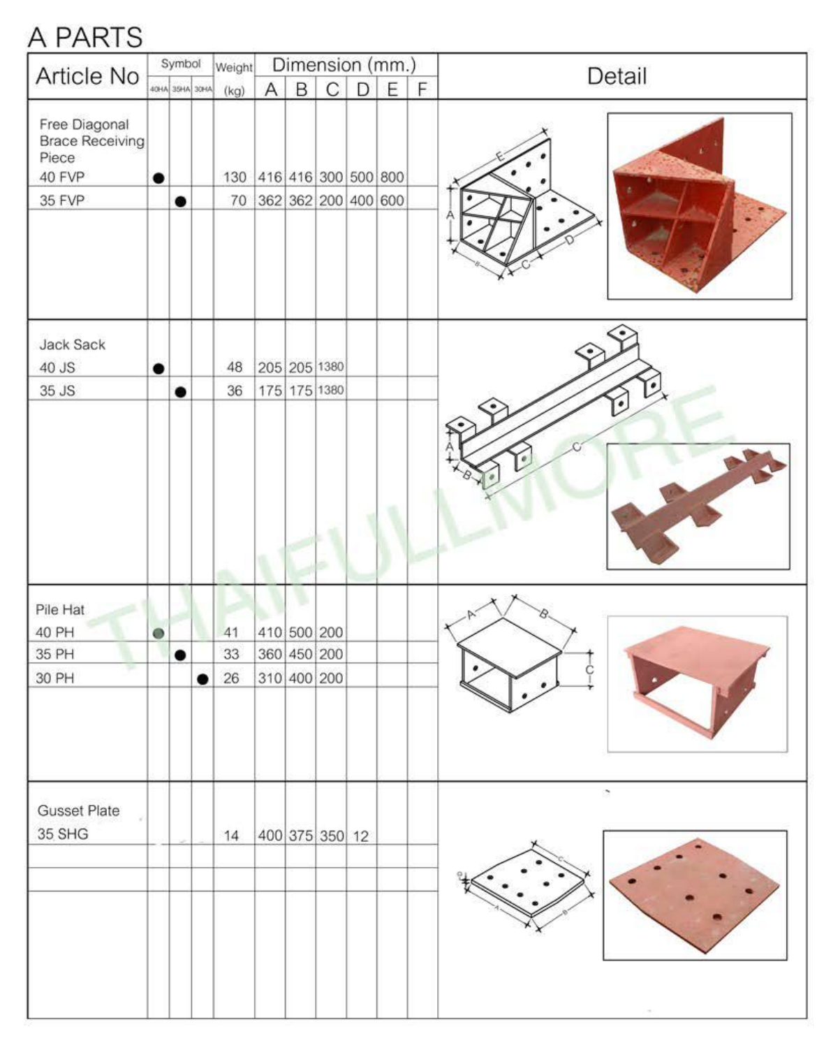# A PARTS

| Article No | Symbol | | | Weight | Dimension (mm.) | | | | | | Detail |
|---|---|---|---|---|---|---|---|---|---|---|---|
| | 40HA | 35HA | 30HA | (kg) | A | B | C | D | E | F | |
| Free Diagonal Brace Receiving Piece | | | | | | | | | | | |
| 40 FVP | ● | | | 130 | 416 | 416 | 300 | 500 | 800 | | |
| 35 FVP | | ● | | 70 | 362 | 362 | 200 | 400 | 600 | | |
| Jack Sack | | | | | | | | | | | |
| 40 JS | ● | | | 48 | 205 | 205 | 1380 | | | | |
| 35 JS | | ● | | 36 | 175 | 175 | 1380 | | | | |
| Pile Hat | | | | | | | | | | | |
| 40 PH | ● | | | 41 | 410 | 500 | 200 | | | | |
| 35 PH | | ● | | 33 | 360 | 450 | 200 | | | | |
| 30 PH | | | ● | 26 | 310 | 400 | 200 | | | | |
| Gusset Plate | | | | | | | | | | | |
| 35 SHG | | | | 14 | 400 | 375 | 350 | 12 | | | |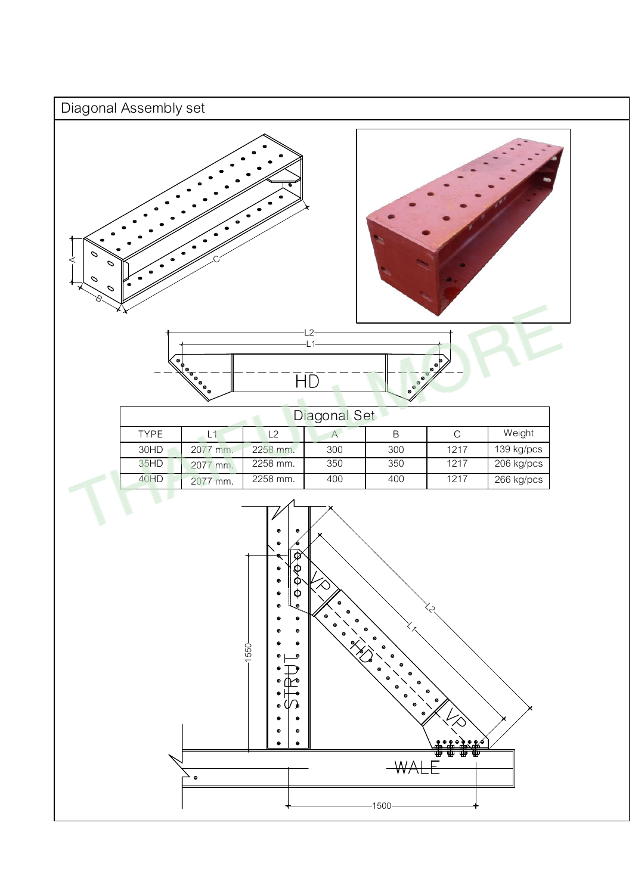# Diagonal Assembly set

HD

| Diagonal Set | | | | | | |
|---|---|---|---|---|---|---|
| TYPE | L1 | L2 | A | B | C | Weight |
| 30HD | 2077 mm. | 2258 mm. | 300 | 300 | 1217 | 139 kg/pcs |
| 35HD | 2077 mm. | 2258 mm. | 350 | 350 | 1217 | 206 kg/pcs |
| 40HD | 2077 mm. | 2258 mm. | 400 | 400 | 1217 | 266 kg/pcs |

STRUT

VP

HD

VP

WALE

1550

1500

L1

L2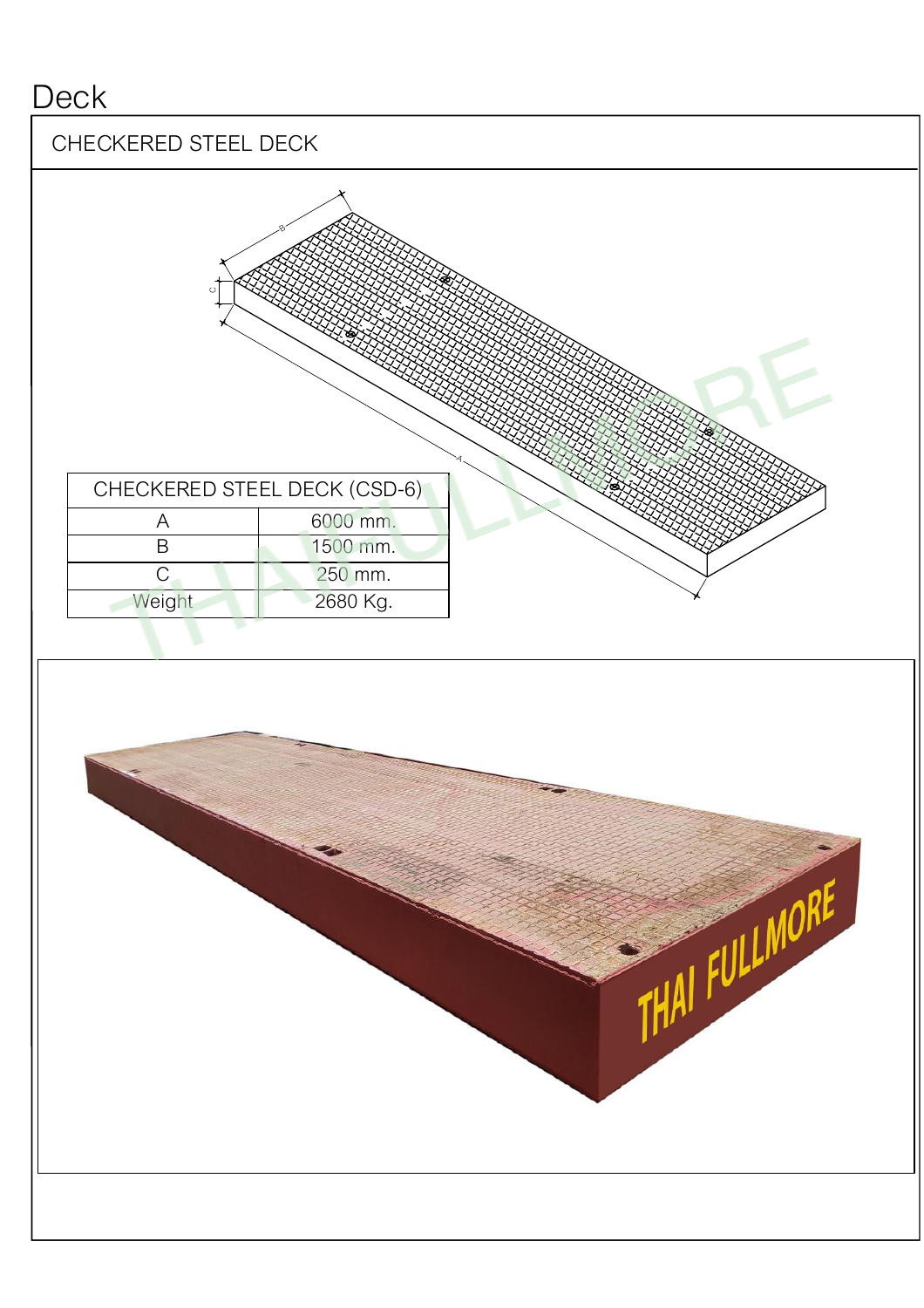# Deck

## CHECKERED STEEL DECK

| CHECKERED STEEL DECK (CSD-6) | |
|---|---|
| A | 6000 mm. |
| B | 1500 mm. |
| C | 250 mm. |
| Weight | 2680 Kg. |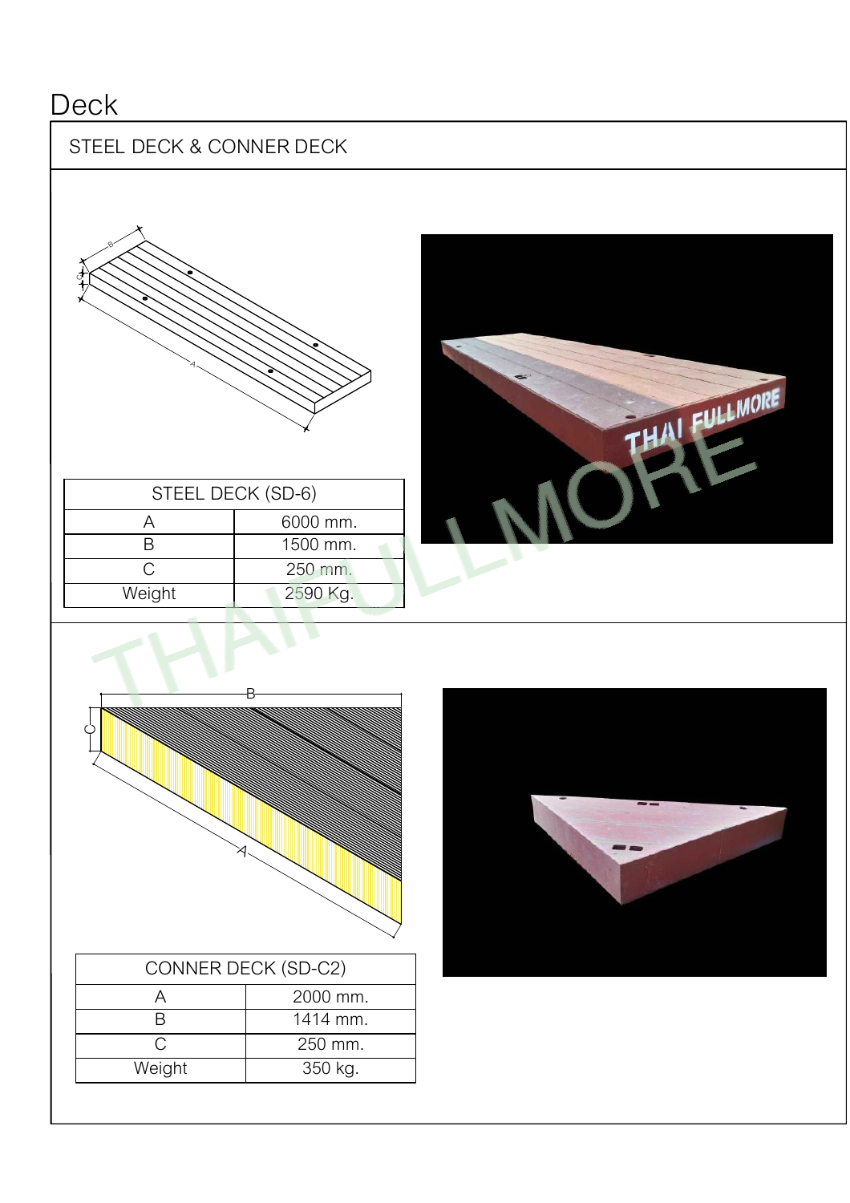# Deck

## STEEL DECK & CONNER DECK

| STEEL DECK (SD-6) | |
|---|---|
| A | 6000 mm. |
| B | 1500 mm. |
| C | 250 mm. |
| Weight | 2590 Kg. |

| CONNER DECK (SD-C2) | |
|---|---|
| A | 2000 mm. |
| B | 1414 mm. |
| C | 250 mm. |
| Weight | 350 kg. |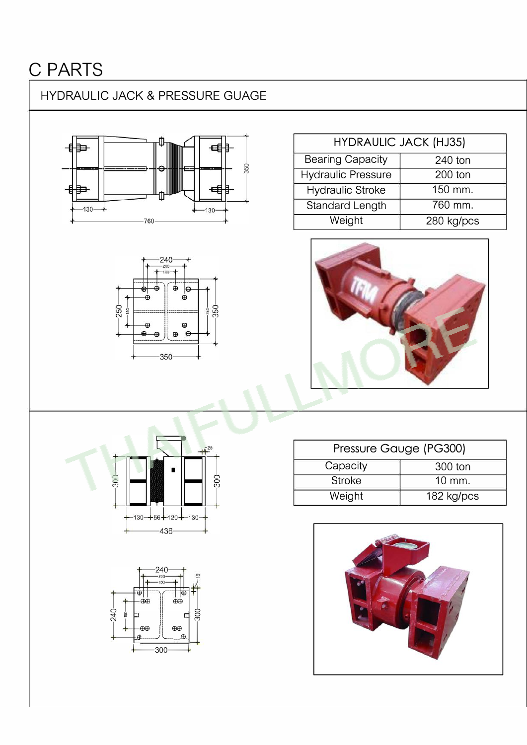# C PARTS

## HYDRAULIC JACK & PRESSURE GUAGE

| HYDRAULIC JACK (HJ35) | |
|---|---|
| Bearing Capacity | 240 ton |
| Hydraulic Pressure | 200 ton |
| Hydraulic Stroke | 150 mm. |
| Standard Length | 760 mm. |
| Weight | 280 kg/pcs |

| Pressure Gauge (PG300) | |
|---|---|
| Capacity | 300 ton |
| Stroke | 10 mm. |
| Weight | 182 kg/pcs |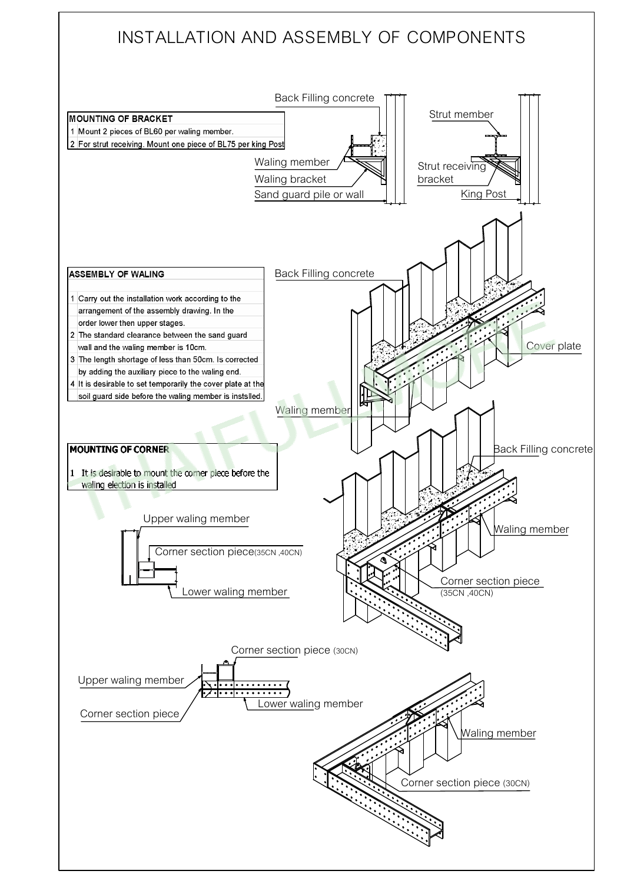# INSTALLATION AND ASSEMBLY OF COMPONENTS

| MOUNTING OF BRACKET | |
|---|---|
| 1 | Mount 2 pieces of BL60 per waling member. |
| 2 | For strut receiving. Mount one piece of BL75 per king Post |

Back Filling concrete

Waling member

Waling bracket

Sand guard pile or wall

Strut member

Strut receiving bracket

King Post

| ASSEMBLY OF WALING | |
|---|---|
| 1 | Carry out the installation work according to the arrangement of the assembly drawing. In the order lower then upper stages. |
| 2 | The standard clearance between the sand guard wall and the waling member is 10cm. |
| 3 | The length shortage of less than 50cm. Is corrected by adding the auxiliary piece to the waling end. |
| 4 | It is desirable to set temporarily the cover plate at the soil guard side before the waling member is instslled. |

Back Filling concrete

Cover plate

Waling member

| MOUNTING OF CORNER | |
|---|---|
| 1 | It is desirable to mount the corner piece before the waling election is installed |

Upper waling member

Corner section piece(35CN ,40CN)

Lower waling member

Back Filling concrete

Waling member

Corner section piece (35CN ,40CN)

Corner section piece (30CN)

Upper waling member

Corner section piece

Lower waling member

Waling member

Corner section piece (30CN)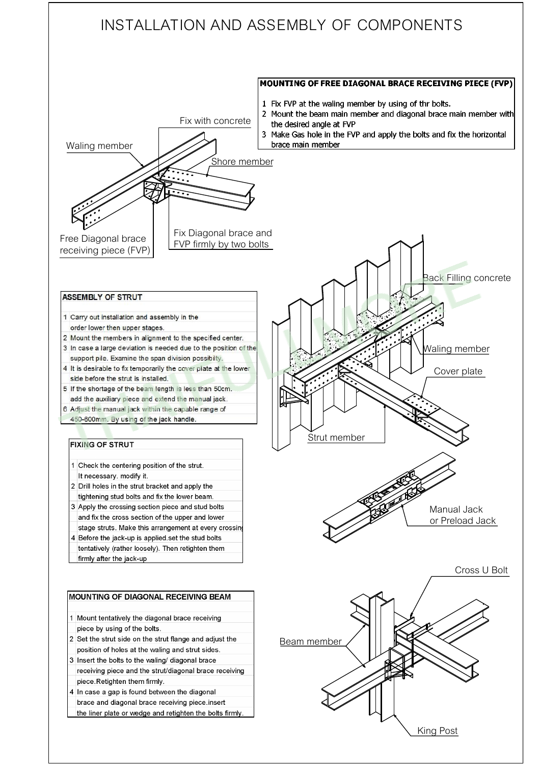# INSTALLATION AND ASSEMBLY OF COMPONENTS

### MOUNTING OF FREE DIAGONAL BRACE RECEIVING PIECE (FVP)

1. Fix FVP at the waling member by using of thr bolts.
2. Mount the beam main member and diagonal brace main member with the desired angle at FVP
3. Make Gas hole in the FVP and apply the bolts and fix the horizontal brace main member

Waling member

Fix with concrete

Shore member

Free Diagonal brace receiving piece (FVP)

Fix Diagonal brace and FVP firmly by two bolts

### ASSEMBLY OF STRUT

1. Carry out installation and assembly in the order lower then upper stages.
2. Mount the members in alignment to the specified center.
3. In case a large deviation is needed due to the position of the support pile. Examine the span division possibilty.
4. It is desirable to fix temporarily the cover plate at the lower side before the strut is installed.
5. If the shortage of the beam length is less than 50cm. add the auxiliary piece and extend the manual jack.
6. Adjust the manual jack within the capable range of 450-600mm. By using of the jack handle.

Back Filling concrete

Waling member

Cover plate

Strut member

### FIXING OF STRUT

1. Check the centering position of the strut. It necessary. modify it.
2. Drill holes in the strut bracket and apply the tightening stud bolts and fix the lower beam.
3. Apply the crossing section piece and stud bolts and fix the cross section of the upper and lower stage struts. Make this arrangement at every crossing
4. Before the jack-up is applied.set the stud bolts tentatively (rather loosely). Then retighten them firmly after the jack-up

Manual Jack or Preload Jack

### MOUNTING OF DIAGONAL RECEIVING BEAM

1. Mount tentatively the diagonal brace receiving piece by using of the bolts.
2. Set the strut side on the strut flange and adjust the position of holes at the waling and strut sides.
3. Insert the bolts to the waling/ diagonal brace receiving piece and the strut/diagonal brace receiving piece.Retighten them firmly.
4. In case a gap is found between the diagonal brace and diagonal brace receiving piece.insert the liner plate or wedge and retighten the bolts firmly.

Cross U Bolt

Beam member

King Post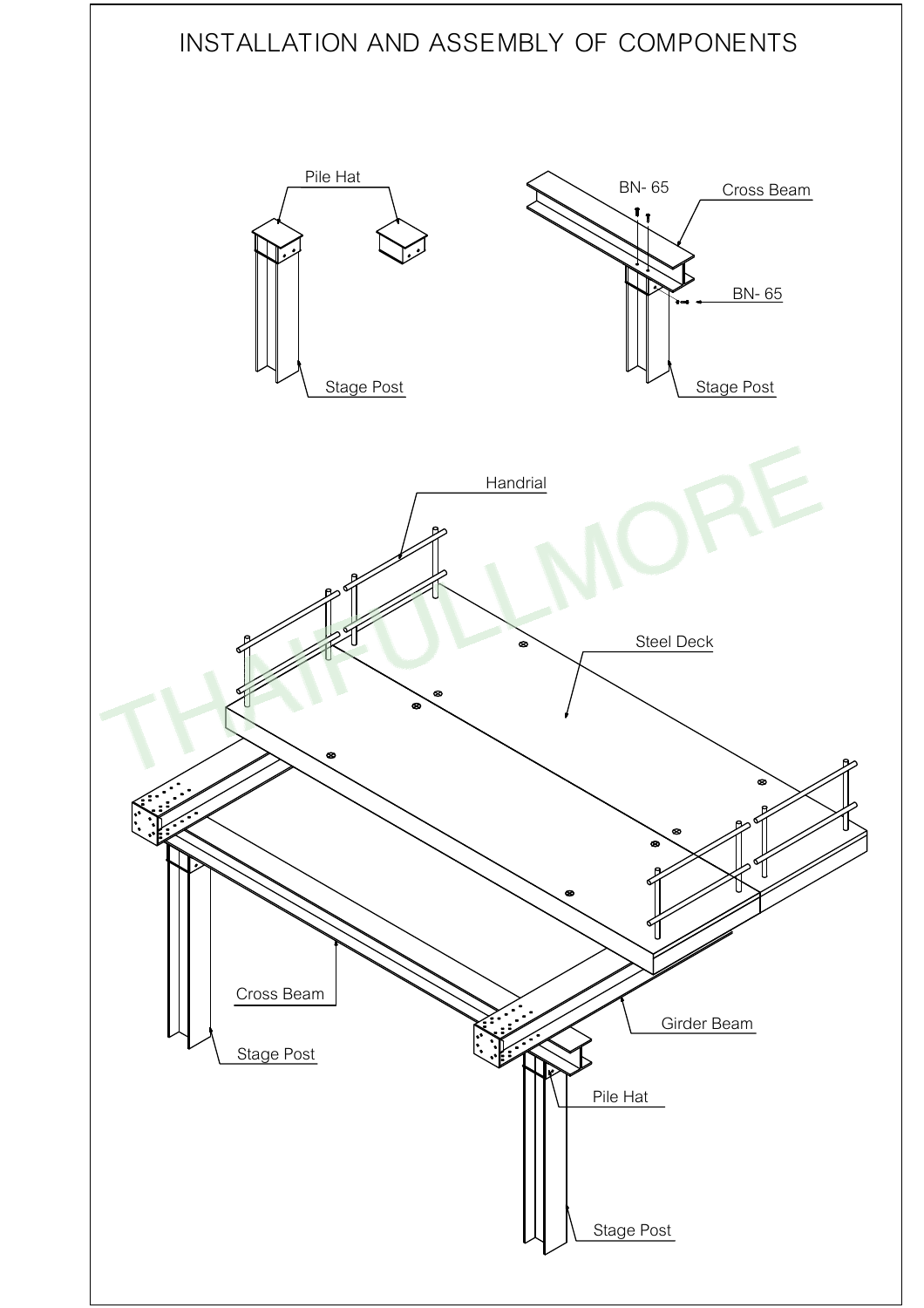# INSTALLATION AND ASSEMBLY OF COMPONENTS

Pile Hat

Stage Post

BN- 65

Cross Beam

BN- 65

Stage Post

Handrial

Steel Deck

Cross Beam

Stage Post

Girder Beam

Pile Hat

Stage Post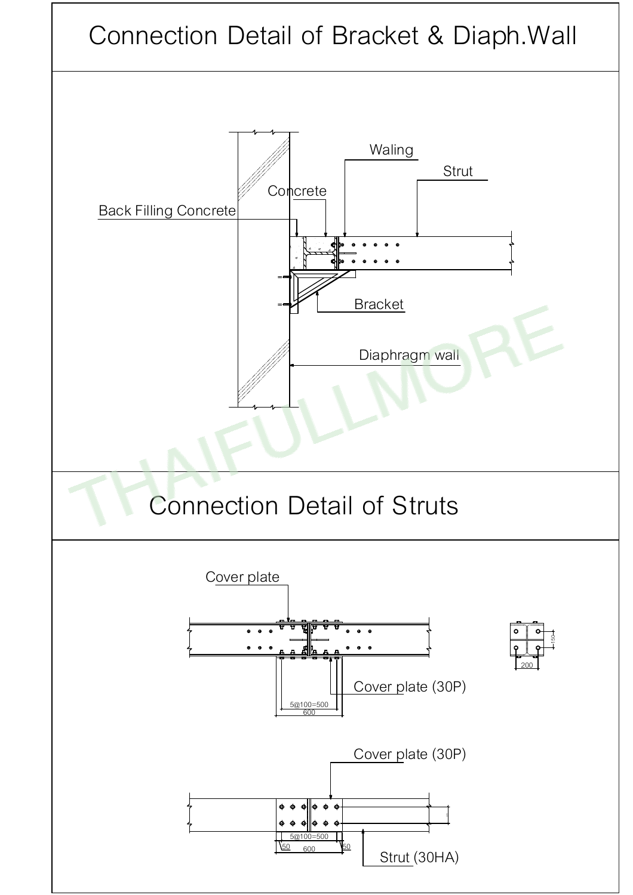# Connection Detail of Bracket & Diaph.Wall

Waling

Strut

Concrete

Back Filling Concrete

Bracket

Diaphragm wall

# Connection Detail of Struts

Cover plate

Cover plate (30P)

5@100=500

600

150

200

Cover plate (30P)

5@100=500

50

600

50

Strut (30HA)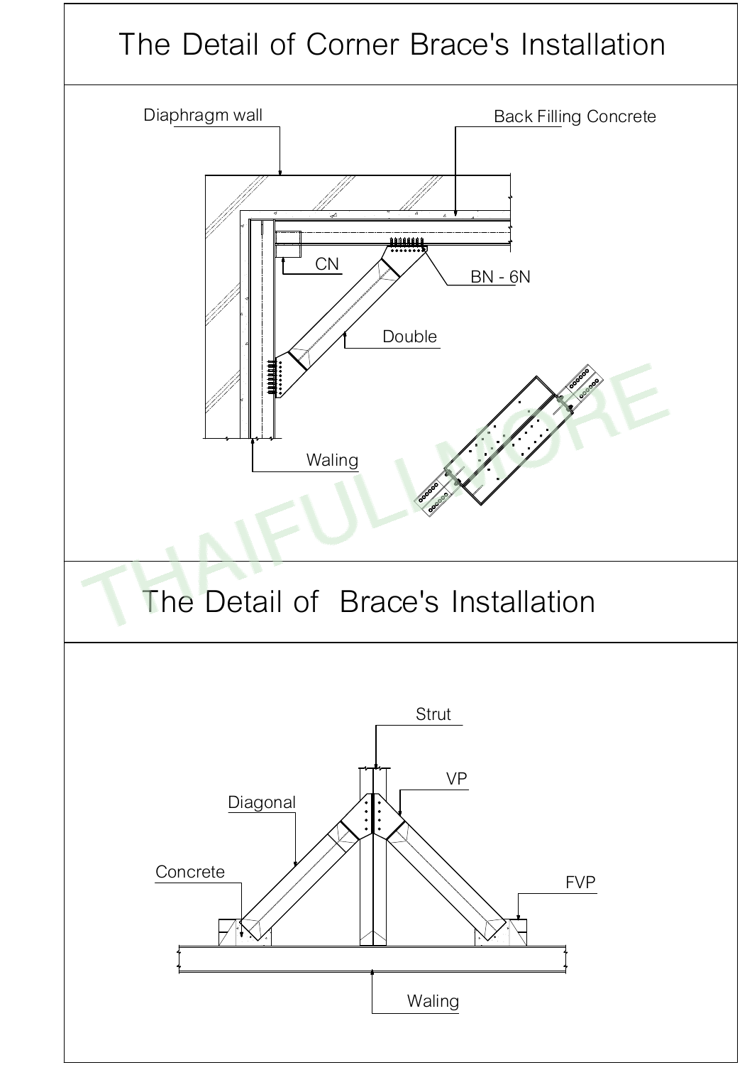# The Detail of Corner Brace's Installation

Diaphragm wall

Back Filling Concrete

CN

BN - 6N

Double

Waling

# The Detail of Brace's Installation

Strut

VP

Diagonal

Concrete

FVP

Waling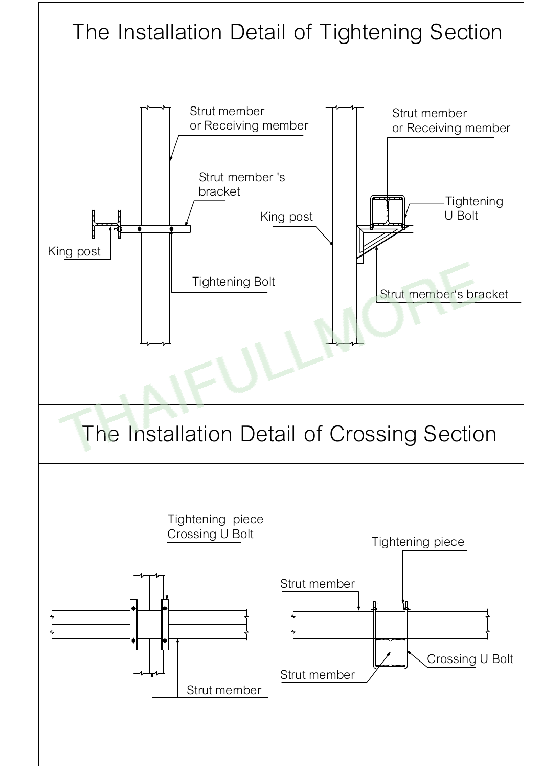# The Installation Detail of Tightening Section

Strut member or Receiving member

Strut member 's bracket

King post

Tightening Bolt

Strut member or Receiving member

Tightening U Bolt

King post

Strut member's bracket

# The Installation Detail of Crossing Section

Tightening piece Crossing U Bolt

Strut member

Tightening piece

Strut member

Crossing U Bolt

Strut member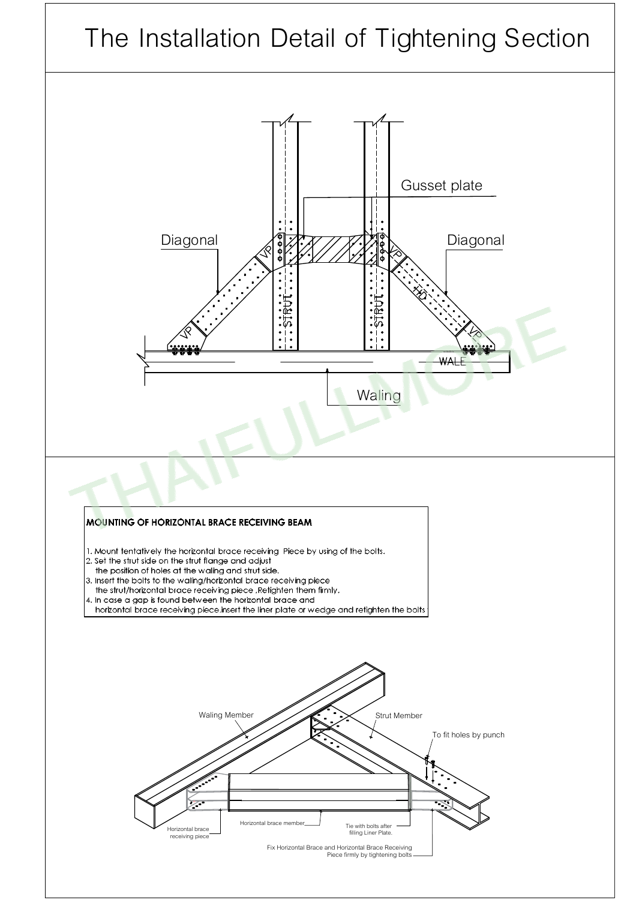# The Installation Detail of Tightening Section

Gusset plate

Diagonal

Diagonal

VP

VP

VP

VP

STRUT

STRUT

HD

WALE

Waling

**MOUNTING OF HORIZONTAL BRACE RECEIVING BEAM**

1. Mount tentatively the horizontal brace receiving Piece by using of the bolts.
2. Set the strut side on the strut flange and adjust the position of holes at the waling and strut side.
3. Insert the bolts to the waling/horizontal brace receiving piece the strut/horizontal brace receiving piece .Retighten them firmly.
4. In case a gap is found between the horizontal brace and horizontal brace receiving piece.insert the liner plate or wedge and retighten the bolts

Waling Member

Strut Member

To fit holes by punch

Horizontal brace receiving piece

Horizontal brace member

Tie with bolts after filling Liner Plate.

Fix Horizontal Brace and Horizontal Brace Receiving Piece firmly by tightening bolts